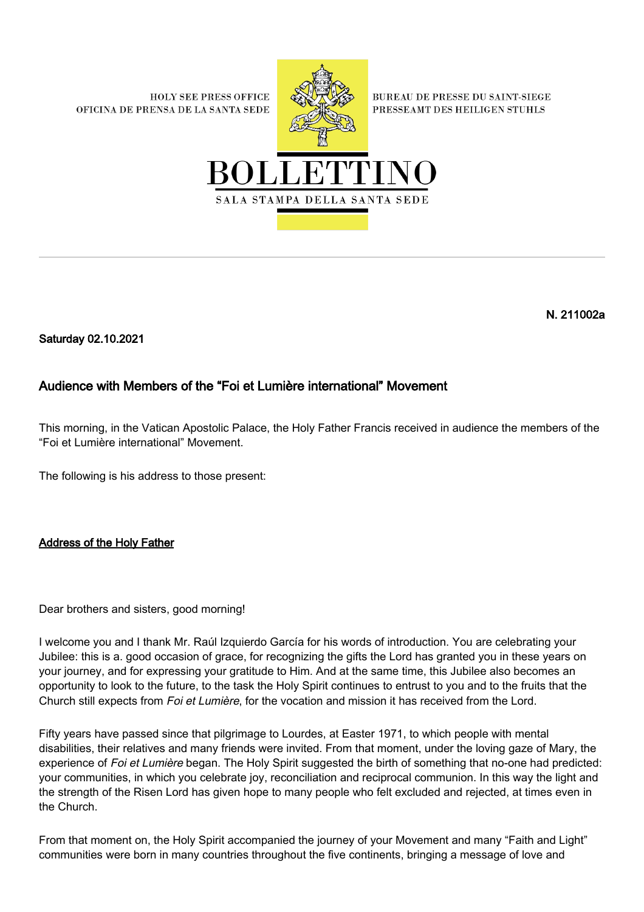HOLY SEE PRESS OFFICE
OFICINA DE PRENSA DE LA SANTA SEDE

BUREAU DE PRESSE DU SAINT-SIEGE
PRESSEAMT DES HEILIGEN STUHLS

# BOLLETTINO

SALA STAMPA DELLA SANTA SEDE

**N. 211002a**

**Saturday 02.10.2021**

## Audience with Members of the "Foi et Lumière international" Movement

This morning, in the Vatican Apostolic Palace, the Holy Father Francis received in audience the members of the "Foi et Lumière international" Movement.

The following is his address to those present:

**Address of the Holy Father**

Dear brothers and sisters, good morning!

I welcome you and I thank Mr. Raúl Izquierdo García for his words of introduction. You are celebrating your Jubilee: this is a. good occasion of grace, for recognizing the gifts the Lord has granted you in these years on your journey, and for expressing your gratitude to Him. And at the same time, this Jubilee also becomes an opportunity to look to the future, to the task the Holy Spirit continues to entrust to you and to the fruits that the Church still expects from *Foi et Lumière*, for the vocation and mission it has received from the Lord.

Fifty years have passed since that pilgrimage to Lourdes, at Easter 1971, to which people with mental disabilities, their relatives and many friends were invited. From that moment, under the loving gaze of Mary, the experience of *Foi et Lumière* began. The Holy Spirit suggested the birth of something that no-one had predicted: your communities, in which you celebrate joy, reconciliation and reciprocal communion. In this way the light and the strength of the Risen Lord has given hope to many people who felt excluded and rejected, at times even in the Church.

From that moment on, the Holy Spirit accompanied the journey of your Movement and many "Faith and Light" communities were born in many countries throughout the five continents, bringing a message of love and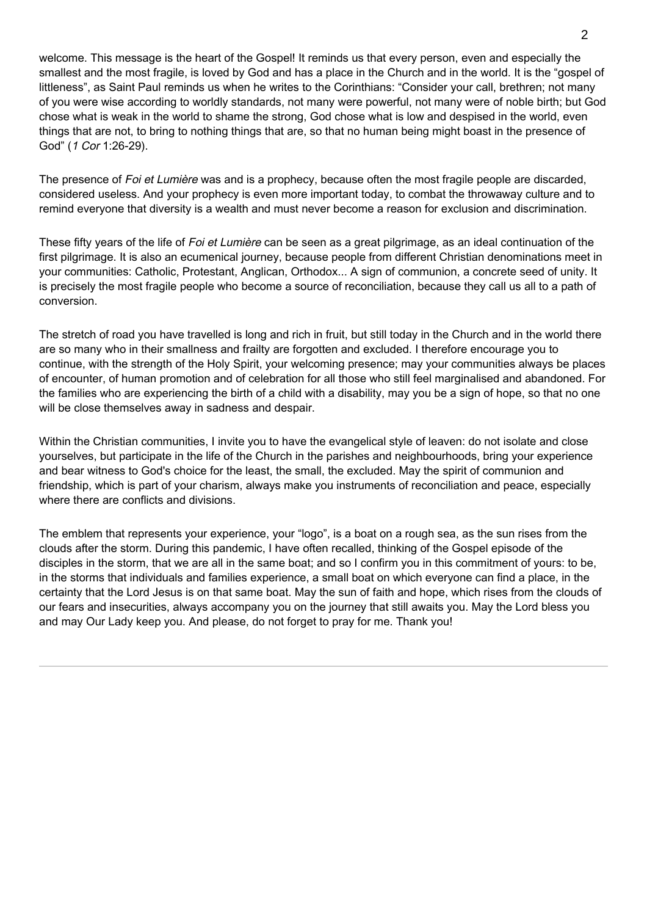welcome. This message is the heart of the Gospel! It reminds us that every person, even and especially the smallest and the most fragile, is loved by God and has a place in the Church and in the world. It is the "gospel of littleness", as Saint Paul reminds us when he writes to the Corinthians: "Consider your call, brethren; not many of you were wise according to worldly standards, not many were powerful, not many were of noble birth; but God chose what is weak in the world to shame the strong, God chose what is low and despised in the world, even things that are not, to bring to nothing things that are, so that no human being might boast in the presence of God" (*1 Cor* 1:26-29).

The presence of *Foi et Lumière* was and is a prophecy, because often the most fragile people are discarded, considered useless. And your prophecy is even more important today, to combat the throwaway culture and to remind everyone that diversity is a wealth and must never become a reason for exclusion and discrimination.

These fifty years of the life of *Foi et Lumière* can be seen as a great pilgrimage, as an ideal continuation of the first pilgrimage. It is also an ecumenical journey, because people from different Christian denominations meet in your communities: Catholic, Protestant, Anglican, Orthodox... A sign of communion, a concrete seed of unity. It is precisely the most fragile people who become a source of reconciliation, because they call us all to a path of conversion.

The stretch of road you have travelled is long and rich in fruit, but still today in the Church and in the world there are so many who in their smallness and frailty are forgotten and excluded. I therefore encourage you to continue, with the strength of the Holy Spirit, your welcoming presence; may your communities always be places of encounter, of human promotion and of celebration for all those who still feel marginalised and abandoned. For the families who are experiencing the birth of a child with a disability, may you be a sign of hope, so that no one will be close themselves away in sadness and despair.

Within the Christian communities, I invite you to have the evangelical style of leaven: do not isolate and close yourselves, but participate in the life of the Church in the parishes and neighbourhoods, bring your experience and bear witness to God's choice for the least, the small, the excluded. May the spirit of communion and friendship, which is part of your charism, always make you instruments of reconciliation and peace, especially where there are conflicts and divisions.

The emblem that represents your experience, your "logo", is a boat on a rough sea, as the sun rises from the clouds after the storm. During this pandemic, I have often recalled, thinking of the Gospel episode of the disciples in the storm, that we are all in the same boat; and so I confirm you in this commitment of yours: to be, in the storms that individuals and families experience, a small boat on which everyone can find a place, in the certainty that the Lord Jesus is on that same boat. May the sun of faith and hope, which rises from the clouds of our fears and insecurities, always accompany you on the journey that still awaits you. May the Lord bless you and may Our Lady keep you. And please, do not forget to pray for me. Thank you!